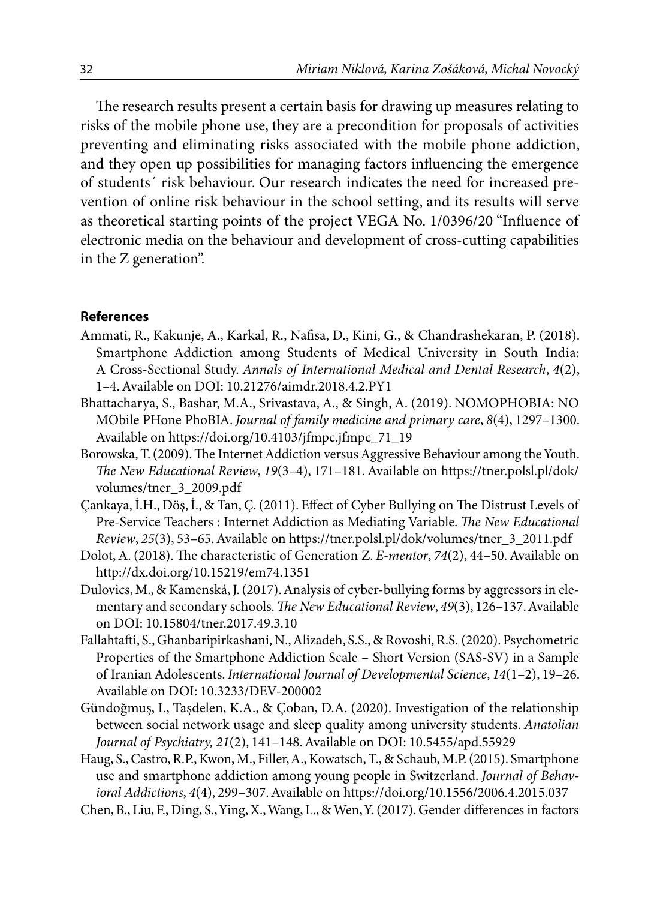The research results present a certain basis for drawing up measures relating to risks of the mobile phone use, they are a precondition for proposals of activities preventing and eliminating risks associated with the mobile phone addiction, and they open up possibilities for managing factors influencing the emergence of students´ risk behaviour. Our research indicates the need for increased prevention of online risk behaviour in the school setting, and its results will serve as theoretical starting points of the project VEGA No. 1/0396/20 "Influence of electronic media on the behaviour and development of cross-cutting capabilities in the Z generation".

#### References

Ammati, R., Kakunje, A., Karkal, R., Nafisa, D., Kini, G., & Chandrashekaran, P. (2018). Smartphone Addiction among Students of Medical University in South India: A Cross-Sectional Study. *Annals of International Medical and Dental Research*, *4*(2), 1–4. Available on DOI: 10.21276/aimdr.2018.4.2.PY1

Bhattacharya, S., Bashar, M.A., Srivastava, A., & Singh, A. (2019). NOMOPHOBIA: NO MObile PHone PhoBIA. *Journal of family medicine and primary care*, *8*(4), 1297–1300. Available on https://doi.org/10.4103/jfmpc.jfmpc_71_19

Borowska, T. (2009). The Internet Addiction versus Aggressive Behaviour among the Youth. *The New Educational Review*, *19*(3–4), 171–181. Available on https://tner.polsl.pl/dok/volumes/tner_3_2009.pdf

Çankaya, İ.H., Döş, İ., & Tan, Ç. (2011). Effect of Cyber Bullying on The Distrust Levels of Pre-Service Teachers : Internet Addiction as Mediating Variable. *The New Educational Review*, *25*(3), 53–65. Available on https://tner.polsl.pl/dok/volumes/tner_3_2011.pdf

Dolot, A. (2018). The characteristic of Generation Z. *E-mentor*, *74*(2), 44–50. Available on http://dx.doi.org/10.15219/em74.1351

Dulovics, M., & Kamenská, J. (2017). Analysis of cyber-bullying forms by aggressors in elementary and secondary schools. *The New Educational Review*, *49*(3), 126–137. Available on DOI: 10.15804/tner.2017.49.3.10

Fallahtafti, S., Ghanbaripirkashani, N., Alizadeh, S.S., & Rovoshi, R.S. (2020). Psychometric Properties of the Smartphone Addiction Scale – Short Version (SAS-SV) in a Sample of Iranian Adolescents. *International Journal of Developmental Science*, *14*(1–2), 19–26. Available on DOI: 10.3233/DEV-200002

Gündoğmuş, I., Taşdelen, K.A., & Çoban, D.A. (2020). Investigation of the relationship between social network usage and sleep quality among university students. *Anatolian Journal of Psychiatry, 21*(2), 141–148. Available on DOI: 10.5455/apd.55929

Haug, S., Castro, R.P., Kwon, M., Filler, A., Kowatsch, T., & Schaub, M.P. (2015). Smartphone use and smartphone addiction among young people in Switzerland. *Journal of Behavioral Addictions*, *4*(4), 299–307. Available on https://doi.org/10.1556/2006.4.2015.037

Chen, B., Liu, F., Ding, S., Ying, X., Wang, L., & Wen, Y. (2017). Gender differences in factors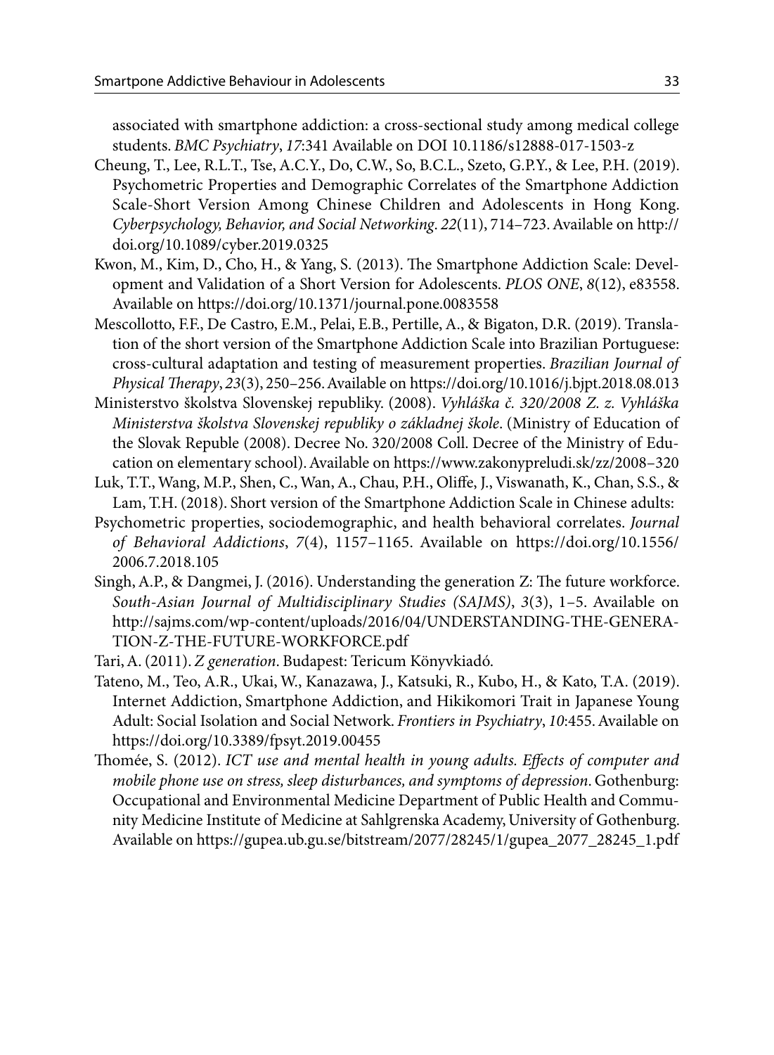associated with smartphone addiction: a cross-sectional study among medical college students. *BMC Psychiatry*, *17*:341 Available on DOI 10.1186/s12888-017-1503-z

Cheung, T., Lee, R.L.T., Tse, A.C.Y., Do, C.W., So, B.C.L., Szeto, G.P.Y., & Lee, P.H. (2019). Psychometric Properties and Demographic Correlates of the Smartphone Addiction Scale-Short Version Among Chinese Children and Adolescents in Hong Kong. *Cyberpsychology, Behavior, and Social Networking*. *22*(11), 714–723. Available on http://doi.org/10.1089/cyber.2019.0325

Kwon, M., Kim, D., Cho, H., & Yang, S. (2013). The Smartphone Addiction Scale: Development and Validation of a Short Version for Adolescents. *PLOS ONE*, *8*(12), e83558. Available on https://doi.org/10.1371/journal.pone.0083558

Mescollotto, F.F., De Castro, E.M., Pelai, E.B., Pertille, A., & Bigaton, D.R. (2019). Translation of the short version of the Smartphone Addiction Scale into Brazilian Portuguese: cross-cultural adaptation and testing of measurement properties. *Brazilian Journal of Physical Therapy*, *23*(3), 250–256. Available on https://doi.org/10.1016/j.bjpt.2018.08.013

Ministerstvo školstva Slovenskej republiky. (2008). *Vyhláška č. 320/2008 Z. z. Vyhláška Ministerstva školstva Slovenskej republiky o základnej škole*. (Ministry of Education of the Slovak Republe (2008). Decree No. 320/2008 Coll. Decree of the Ministry of Education on elementary school). Available on https://www.zakonypreludi.sk/zz/2008–320

Luk, T.T., Wang, M.P., Shen, C., Wan, A., Chau, P.H., Oliffe, J., Viswanath, K., Chan, S.S., & Lam, T.H. (2018). Short version of the Smartphone Addiction Scale in Chinese adults:

Psychometric properties, sociodemographic, and health behavioral correlates. *Journal of Behavioral Addictions*, *7*(4), 1157–1165. Available on https://doi.org/10.1556/2006.7.2018.105

Singh, A.P., & Dangmei, J. (2016). Understanding the generation Z: The future workforce. *South-Asian Journal of Multidisciplinary Studies (SAJMS)*, *3*(3), 1–5. Available on http://sajms.com/wp-content/uploads/2016/04/UNDERSTANDING-THE-GENERATION-Z-THE-FUTURE-WORKFORCE.pdf

Tari, A. (2011). *Z generation*. Budapest: Tericum Könyvkiadó.

Tateno, M., Teo, A.R., Ukai, W., Kanazawa, J., Katsuki, R., Kubo, H., & Kato, T.A. (2019). Internet Addiction, Smartphone Addiction, and Hikikomori Trait in Japanese Young Adult: Social Isolation and Social Network. *Frontiers in Psychiatry*, *10*:455. Available on https://doi.org/10.3389/fpsyt.2019.00455

Thomée, S. (2012). *ICT use and mental health in young adults. Effects of computer and mobile phone use on stress, sleep disturbances, and symptoms of depression*. Gothenburg: Occupational and Environmental Medicine Department of Public Health and Community Medicine Institute of Medicine at Sahlgrenska Academy, University of Gothenburg. Available on https://gupea.ub.gu.se/bitstream/2077/28245/1/gupea_2077_28245_1.pdf